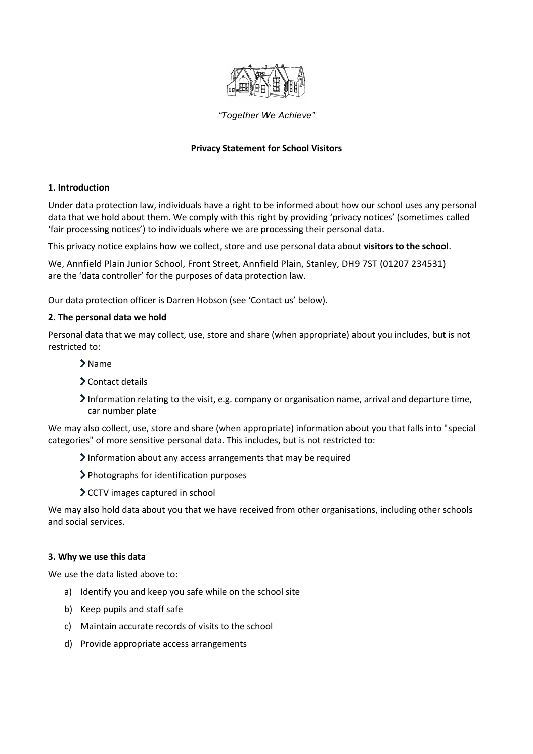*"Together We Achieve"*

**Privacy Statement for School Visitors**

**1. Introduction**

Under data protection law, individuals have a right to be informed about how our school uses any personal data that we hold about them. We comply with this right by providing 'privacy notices' (sometimes called 'fair processing notices') to individuals where we are processing their personal data.

This privacy notice explains how we collect, store and use personal data about **visitors to the school**.

We, Annfield Plain Junior School, Front Street, Annfield Plain, Stanley, DH9 7ST (01207 234531) are the 'data controller' for the purposes of data protection law.

Our data protection officer is Darren Hobson (see 'Contact us' below).

**2. The personal data we hold**

Personal data that we may collect, use, store and share (when appropriate) about you includes, but is not restricted to:

- Name
- Contact details
- Information relating to the visit, e.g. company or organisation name, arrival and departure time, car number plate

We may also collect, use, store and share (when appropriate) information about you that falls into "special categories" of more sensitive personal data. This includes, but is not restricted to:

- Information about any access arrangements that may be required
- Photographs for identification purposes
- CCTV images captured in school

We may also hold data about you that we have received from other organisations, including other schools and social services.

**3. Why we use this data**

We use the data listed above to:

a) Identify you and keep you safe while on the school site
b) Keep pupils and staff safe
c) Maintain accurate records of visits to the school
d) Provide appropriate access arrangements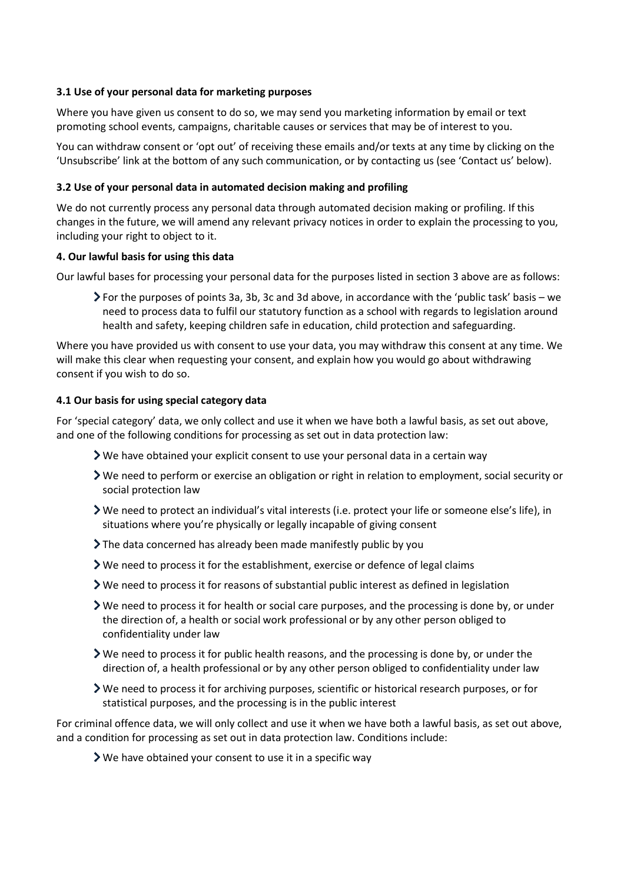### 3.1 Use of your personal data for marketing purposes

Where you have given us consent to do so, we may send you marketing information by email or text promoting school events, campaigns, charitable causes or services that may be of interest to you.

You can withdraw consent or 'opt out' of receiving these emails and/or texts at any time by clicking on the 'Unsubscribe' link at the bottom of any such communication, or by contacting us (see 'Contact us' below).

### 3.2 Use of your personal data in automated decision making and profiling

We do not currently process any personal data through automated decision making or profiling. If this changes in the future, we will amend any relevant privacy notices in order to explain the processing to you, including your right to object to it.

## 4. Our lawful basis for using this data

Our lawful bases for processing your personal data for the purposes listed in section 3 above are as follows:

- For the purposes of points 3a, 3b, 3c and 3d above, in accordance with the 'public task' basis – we need to process data to fulfil our statutory function as a school with regards to legislation around health and safety, keeping children safe in education, child protection and safeguarding.

Where you have provided us with consent to use your data, you may withdraw this consent at any time. We will make this clear when requesting your consent, and explain how you would go about withdrawing consent if you wish to do so.

### 4.1 Our basis for using special category data

For 'special category' data, we only collect and use it when we have both a lawful basis, as set out above, and one of the following conditions for processing as set out in data protection law:

- We have obtained your explicit consent to use your personal data in a certain way
- We need to perform or exercise an obligation or right in relation to employment, social security or social protection law
- We need to protect an individual's vital interests (i.e. protect your life or someone else's life), in situations where you're physically or legally incapable of giving consent
- The data concerned has already been made manifestly public by you
- We need to process it for the establishment, exercise or defence of legal claims
- We need to process it for reasons of substantial public interest as defined in legislation
- We need to process it for health or social care purposes, and the processing is done by, or under the direction of, a health or social work professional or by any other person obliged to confidentiality under law
- We need to process it for public health reasons, and the processing is done by, or under the direction of, a health professional or by any other person obliged to confidentiality under law
- We need to process it for archiving purposes, scientific or historical research purposes, or for statistical purposes, and the processing is in the public interest

For criminal offence data, we will only collect and use it when we have both a lawful basis, as set out above, and a condition for processing as set out in data protection law. Conditions include:

- We have obtained your consent to use it in a specific way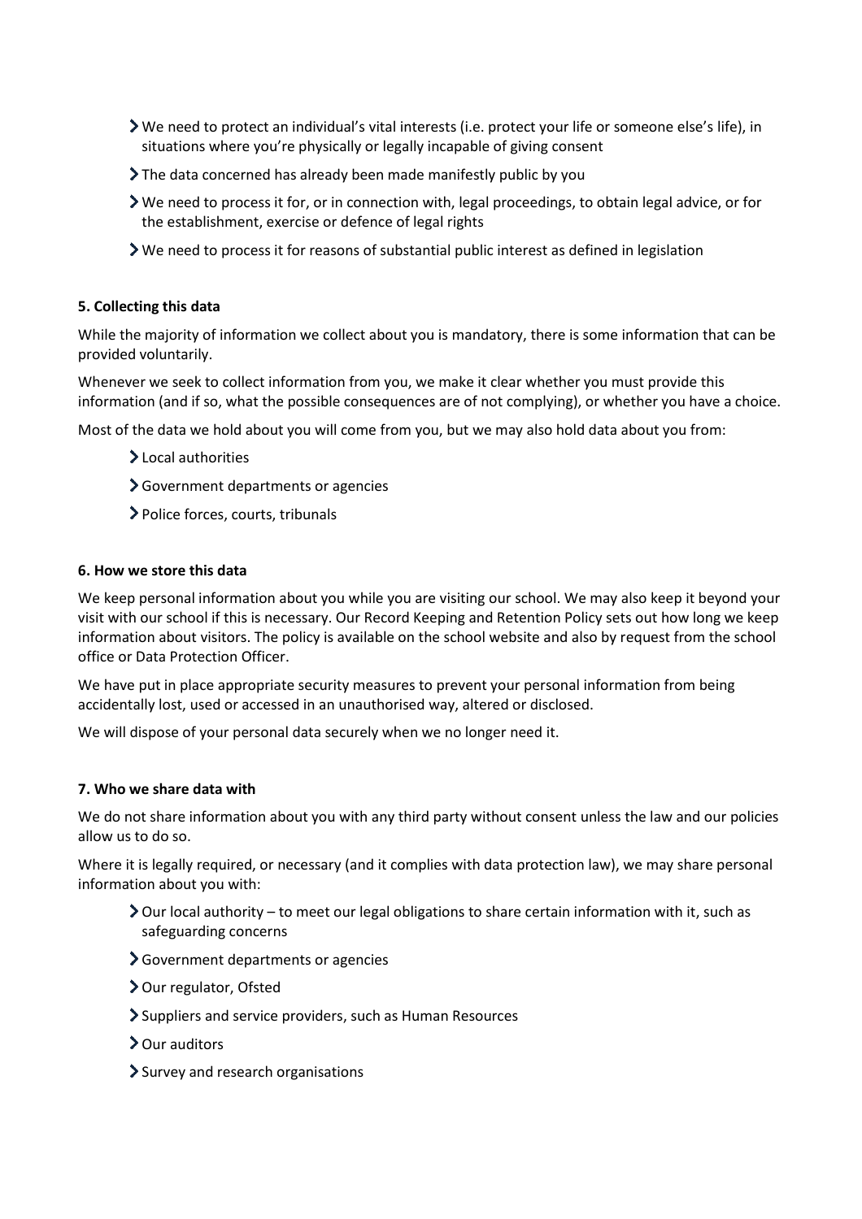- We need to protect an individual's vital interests (i.e. protect your life or someone else's life), in situations where you're physically or legally incapable of giving consent
- The data concerned has already been made manifestly public by you
- We need to process it for, or in connection with, legal proceedings, to obtain legal advice, or for the establishment, exercise or defence of legal rights
- We need to process it for reasons of substantial public interest as defined in legislation

**5. Collecting this data**

While the majority of information we collect about you is mandatory, there is some information that can be provided voluntarily.

Whenever we seek to collect information from you, we make it clear whether you must provide this information (and if so, what the possible consequences are of not complying), or whether you have a choice.

Most of the data we hold about you will come from you, but we may also hold data about you from:

- Local authorities
- Government departments or agencies
- Police forces, courts, tribunals

**6. How we store this data**

We keep personal information about you while you are visiting our school. We may also keep it beyond your visit with our school if this is necessary. Our Record Keeping and Retention Policy sets out how long we keep information about visitors. The policy is available on the school website and also by request from the school office or Data Protection Officer.

We have put in place appropriate security measures to prevent your personal information from being accidentally lost, used or accessed in an unauthorised way, altered or disclosed.

We will dispose of your personal data securely when we no longer need it.

**7. Who we share data with**

We do not share information about you with any third party without consent unless the law and our policies allow us to do so.

Where it is legally required, or necessary (and it complies with data protection law), we may share personal information about you with:

- Our local authority – to meet our legal obligations to share certain information with it, such as safeguarding concerns
- Government departments or agencies
- Our regulator, Ofsted
- Suppliers and service providers, such as Human Resources
- Our auditors
- Survey and research organisations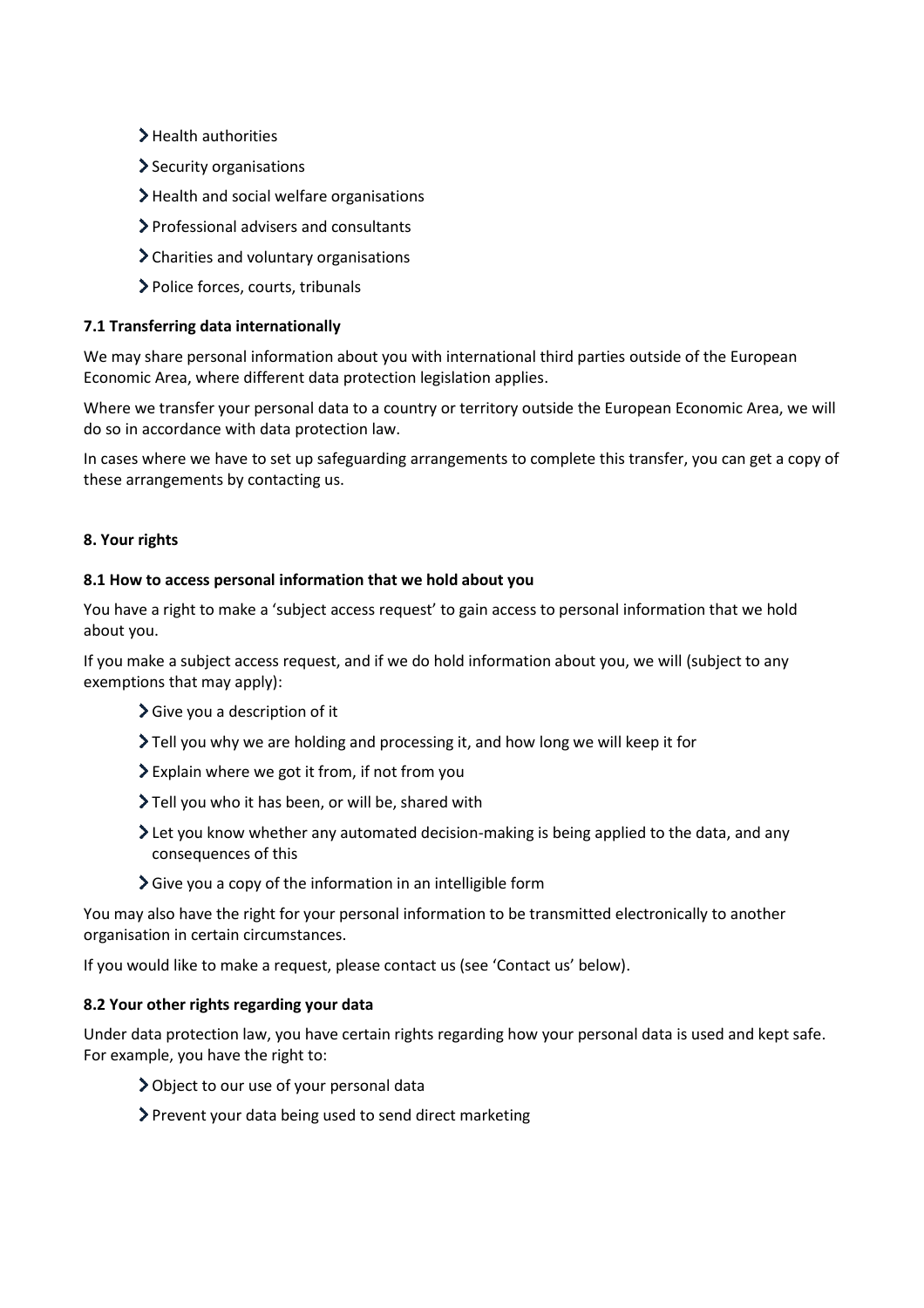- Health authorities
- Security organisations
- Health and social welfare organisations
- Professional advisers and consultants
- Charities and voluntary organisations
- Police forces, courts, tribunals

### 7.1 Transferring data internationally

We may share personal information about you with international third parties outside of the European Economic Area, where different data protection legislation applies.

Where we transfer your personal data to a country or territory outside the European Economic Area, we will do so in accordance with data protection law.

In cases where we have to set up safeguarding arrangements to complete this transfer, you can get a copy of these arrangements by contacting us.

## 8. Your rights

### 8.1 How to access personal information that we hold about you

You have a right to make a 'subject access request' to gain access to personal information that we hold about you.

If you make a subject access request, and if we do hold information about you, we will (subject to any exemptions that may apply):

- Give you a description of it
- Tell you why we are holding and processing it, and how long we will keep it for
- Explain where we got it from, if not from you
- Tell you who it has been, or will be, shared with
- Let you know whether any automated decision-making is being applied to the data, and any consequences of this
- Give you a copy of the information in an intelligible form

You may also have the right for your personal information to be transmitted electronically to another organisation in certain circumstances.

If you would like to make a request, please contact us (see 'Contact us' below).

### 8.2 Your other rights regarding your data

Under data protection law, you have certain rights regarding how your personal data is used and kept safe. For example, you have the right to:

- Object to our use of your personal data
- Prevent your data being used to send direct marketing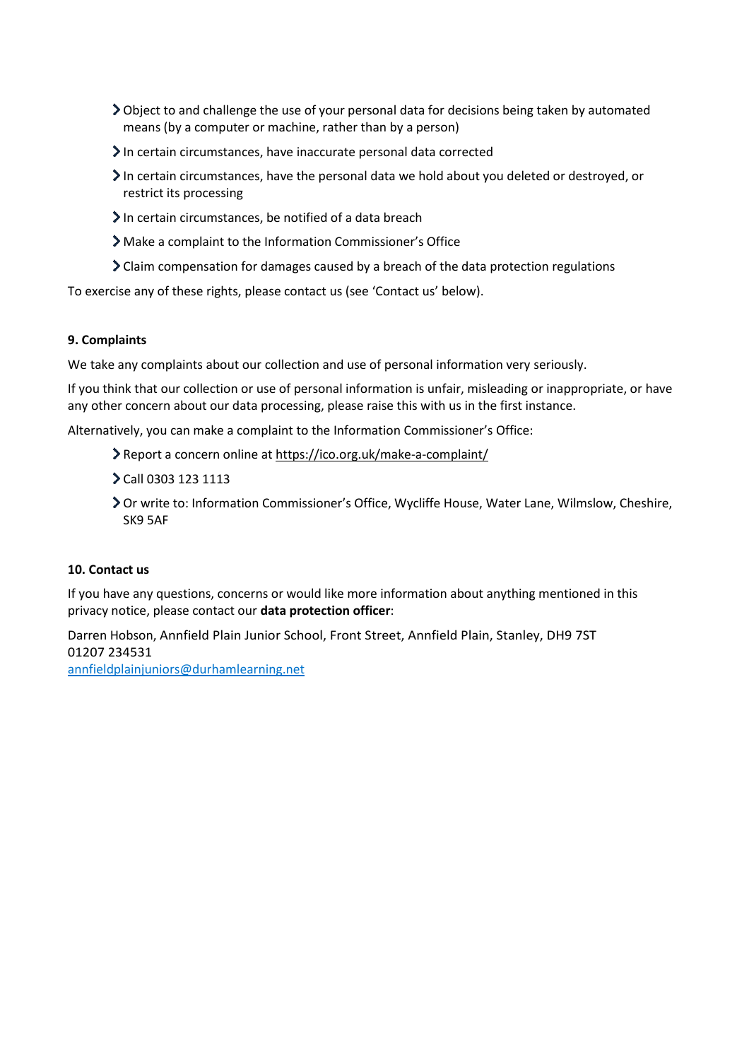- Object to and challenge the use of your personal data for decisions being taken by automated means (by a computer or machine, rather than by a person)
- In certain circumstances, have inaccurate personal data corrected
- In certain circumstances, have the personal data we hold about you deleted or destroyed, or restrict its processing
- In certain circumstances, be notified of a data breach
- Make a complaint to the Information Commissioner's Office
- Claim compensation for damages caused by a breach of the data protection regulations

To exercise any of these rights, please contact us (see 'Contact us' below).

**9. Complaints**

We take any complaints about our collection and use of personal information very seriously.

If you think that our collection or use of personal information is unfair, misleading or inappropriate, or have any other concern about our data processing, please raise this with us in the first instance.

Alternatively, you can make a complaint to the Information Commissioner's Office:

- Report a concern online at https://ico.org.uk/make-a-complaint/
- Call 0303 123 1113
- Or write to: Information Commissioner's Office, Wycliffe House, Water Lane, Wilmslow, Cheshire, SK9 5AF

**10. Contact us**

If you have any questions, concerns or would like more information about anything mentioned in this privacy notice, please contact our **data protection officer**:

Darren Hobson, Annfield Plain Junior School, Front Street, Annfield Plain, Stanley, DH9 7ST
01207 234531
annfieldplainjuniors@durhamlearning.net